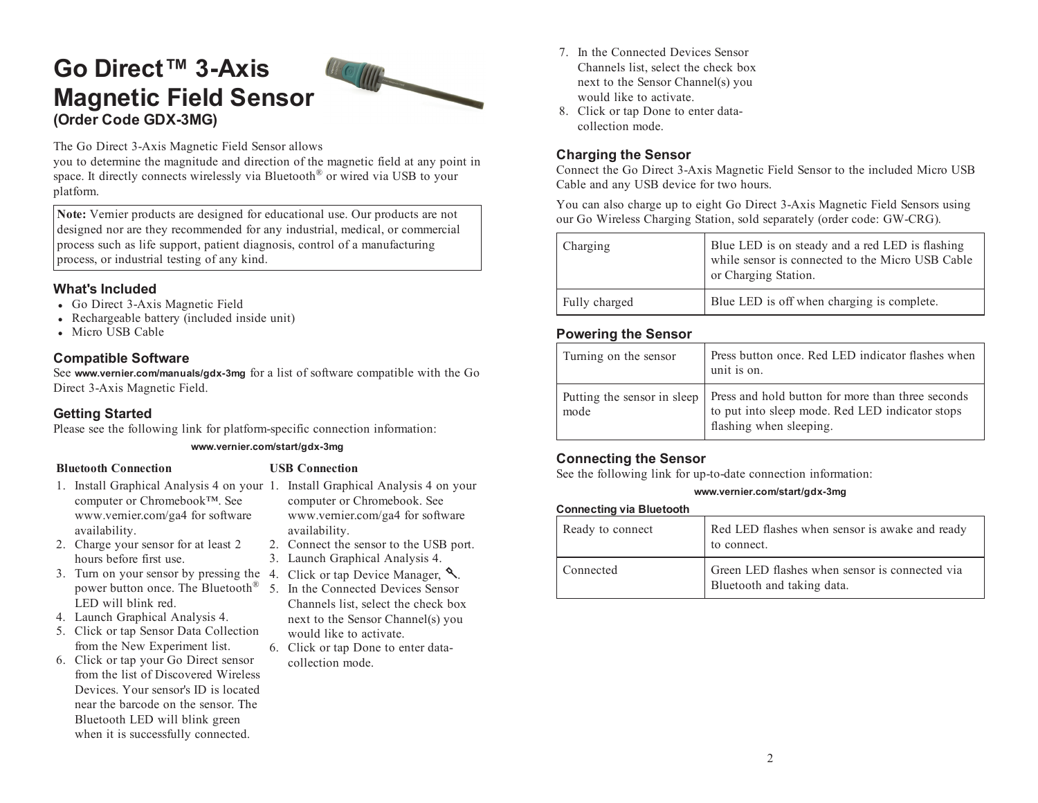# Go Direct™ 3-Axis Magnetic Field Sensor

## (Order Code GDX-3MG)

The Go Direct 3-Axis Magnetic Field Sensor allows you to determine the magnitude and direction of the magnetic field at any point in space. It directly connects wirelessly via Bluetooth® or wired via USB to your platform.

**Note:** Vernier products are designed for educational use. Our products are not designed nor are they recommended for any industrial, medical, or commercial process such as life support, patient diagnosis, control of a manufacturing process, or industrial testing of any kind.

### What's Included

- Go Direct 3-Axis Magnetic Field
- Rechargeable battery (included inside unit)
- Micro USB Cable

### Compatible Software

See **www.vernier.com/manuals/gdx-3mg** for a list of software compatible with the Go Direct 3-Axis Magnetic Field.

### Getting Started

Please see the following link for platform-specific connection information:

**www.vernier.com/start/gdx-3mg**

**Bluetooth Connection**

1. Install Graphical Analysis 4 on your computer or Chromebook™. See www.vernier.com/ga4 for software availability.
2. Charge your sensor for at least 2 hours before first use.
3. Turn on your sensor by pressing the power button once. The Bluetooth® LED will blink red.
4. Launch Graphical Analysis 4.
5. Click or tap Sensor Data Collection from the New Experiment list.
6. Click or tap your Go Direct sensor from the list of Discovered Wireless Devices. Your sensor's ID is located near the barcode on the sensor. The Bluetooth LED will blink green when it is successfully connected.
7. In the Connected Devices Sensor Channels list, select the check box next to the Sensor Channel(s) you would like to activate.
8. Click or tap Done to enter data-collection mode.

**USB Connection**

1. Install Graphical Analysis 4 on your computer or Chromebook. See www.vernier.com/ga4 for software availability.
2. Connect the sensor to the USB port.
3. Launch Graphical Analysis 4.
4. Click or tap Device Manager, 🔧.
5. In the Connected Devices Sensor Channels list, select the check box next to the Sensor Channel(s) you would like to activate.
6. Click or tap Done to enter data-collection mode.

### Charging the Sensor

Connect the Go Direct 3-Axis Magnetic Field Sensor to the included Micro USB Cable and any USB device for two hours.

You can also charge up to eight Go Direct 3-Axis Magnetic Field Sensors using our Go Wireless Charging Station, sold separately (order code: GW-CRG).

| | |
|---|---|
| Charging | Blue LED is on steady and a red LED is flashing while sensor is connected to the Micro USB Cable or Charging Station. |
| Fully charged | Blue LED is off when charging is complete. |

### Powering the Sensor

| | |
|---|---|
| Turning on the sensor | Press button once. Red LED indicator flashes when unit is on. |
| Putting the sensor in sleep mode | Press and hold button for more than three seconds to put into sleep mode. Red LED indicator stops flashing when sleeping. |

### Connecting the Sensor

See the following link for up-to-date connection information:

**www.vernier.com/start/gdx-3mg**

**Connecting via Bluetooth**

| | |
|---|---|
| Ready to connect | Red LED flashes when sensor is awake and ready to connect. |
| Connected | Green LED flashes when sensor is connected via Bluetooth and taking data. |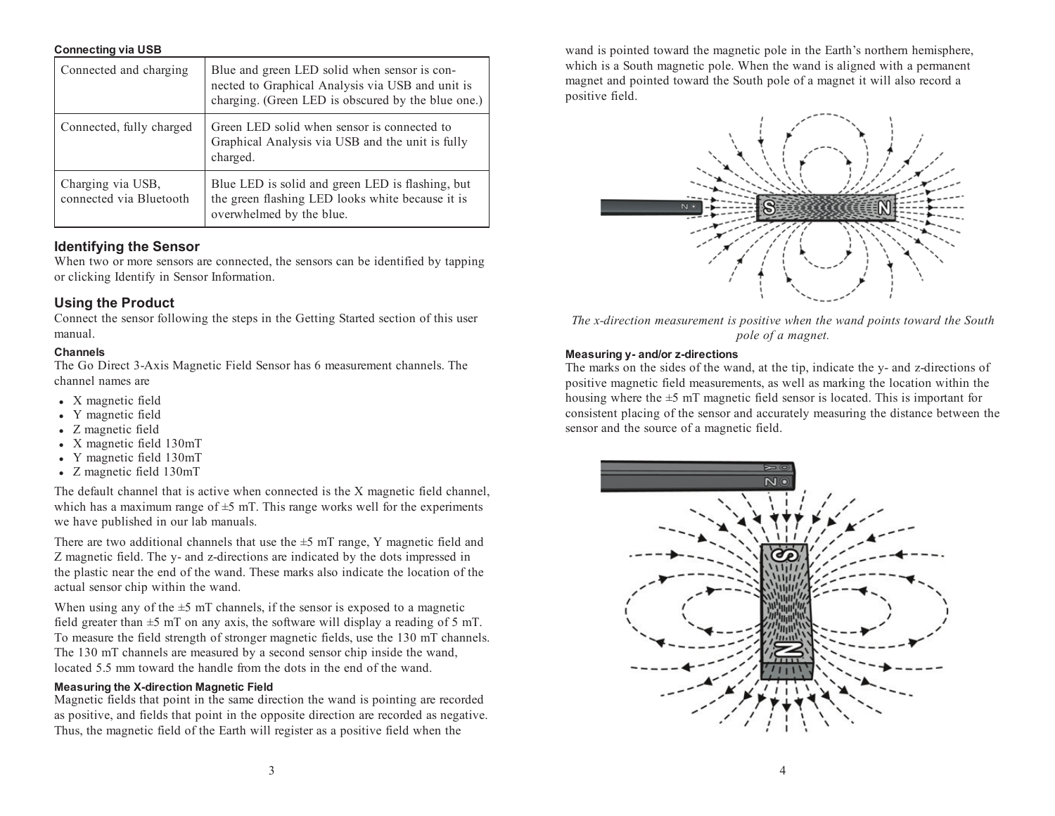#### Connecting via USB

| Connected and charging | Blue and green LED solid when sensor is connected to Graphical Analysis via USB and unit is charging. (Green LED is obscured by the blue one.) |
|---|---|
| Connected, fully charged | Green LED solid when sensor is connected to Graphical Analysis via USB and the unit is fully charged. |
| Charging via USB, connected via Bluetooth | Blue LED is solid and green LED is flashing, but the green flashing LED looks white because it is overwhelmed by the blue. |

## Identifying the Sensor

When two or more sensors are connected, the sensors can be identified by tapping or clicking Identify in Sensor Information.

## Using the Product

Connect the sensor following the steps in the Getting Started section of this user manual.

#### Channels

The Go Direct 3-Axis Magnetic Field Sensor has 6 measurement channels. The channel names are

- X magnetic field
- Y magnetic field
- Z magnetic field
- X magnetic field 130mT
- Y magnetic field 130mT
- Z magnetic field 130mT

The default channel that is active when connected is the X magnetic field channel, which has a maximum range of ±5 mT. This range works well for the experiments we have published in our lab manuals.

There are two additional channels that use the ±5 mT range, Y magnetic field and Z magnetic field. The y- and z-directions are indicated by the dots impressed in the plastic near the end of the wand. These marks also indicate the location of the actual sensor chip within the wand.

When using any of the ±5 mT channels, if the sensor is exposed to a magnetic field greater than ±5 mT on any axis, the software will display a reading of 5 mT. To measure the field strength of stronger magnetic fields, use the 130 mT channels. The 130 mT channels are measured by a second sensor chip inside the wand, located 5.5 mm toward the handle from the dots in the end of the wand.

#### Measuring the X-direction Magnetic Field

Magnetic fields that point in the same direction the wand is pointing are recorded as positive, and fields that point in the opposite direction are recorded as negative. Thus, the magnetic field of the Earth will register as a positive field when the wand is pointed toward the magnetic pole in the Earth's northern hemisphere, which is a South magnetic pole. When the wand is aligned with a permanent magnet and pointed toward the South pole of a magnet it will also record a positive field.

*The x-direction measurement is positive when the wand points toward the South pole of a magnet.*

#### Measuring y- and/or z-directions

The marks on the sides of the wand, at the tip, indicate the y- and z-directions of positive magnetic field measurements, as well as marking the location within the housing where the ±5 mT magnetic field sensor is located. This is important for consistent placing of the sensor and accurately measuring the distance between the sensor and the source of a magnetic field.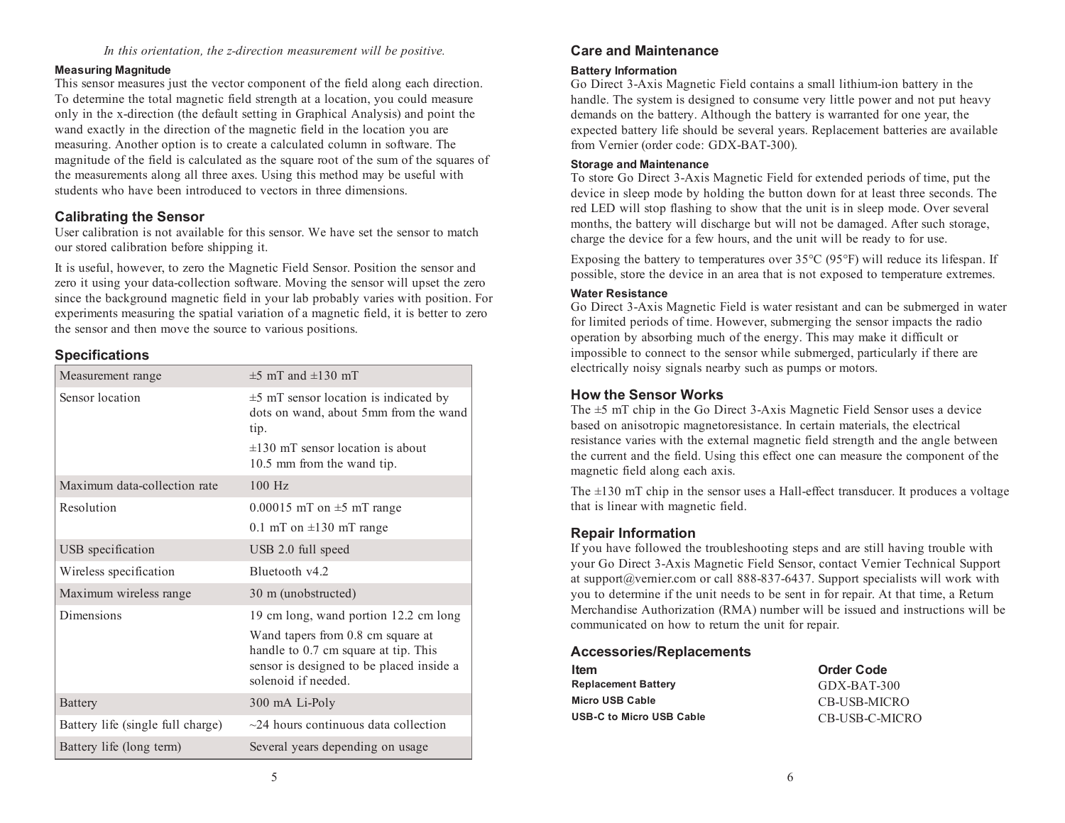*In this orientation, the z-direction measurement will be positive.*

#### Measuring Magnitude

This sensor measures just the vector component of the field along each direction. To determine the total magnetic field strength at a location, you could measure only in the x-direction (the default setting in Graphical Analysis) and point the wand exactly in the direction of the magnetic field in the location you are measuring. Another option is to create a calculated column in software. The magnitude of the field is calculated as the square root of the sum of the squares of the measurements along all three axes. Using this method may be useful with students who have been introduced to vectors in three dimensions.

### Calibrating the Sensor

User calibration is not available for this sensor. We have set the sensor to match our stored calibration before shipping it.

It is useful, however, to zero the Magnetic Field Sensor. Position the sensor and zero it using your data-collection software. Moving the sensor will upset the zero since the background magnetic field in your lab probably varies with position. For experiments measuring the spatial variation of a magnetic field, it is better to zero the sensor and then move the source to various positions.

### Specifications

| | |
|---|---|
| Measurement range | ±5 mT and ±130 mT |
| Sensor location | ±5 mT sensor location is indicated by dots on wand, about 5mm from the wand tip.<br>±130 mT sensor location is about 10.5 mm from the wand tip. |
| Maximum data-collection rate | 100 Hz |
| Resolution | 0.00015 mT on ±5 mT range<br>0.1 mT on ±130 mT range |
| USB specification | USB 2.0 full speed |
| Wireless specification | Bluetooth v4.2 |
| Maximum wireless range | 30 m (unobstructed) |
| Dimensions | 19 cm long, wand portion 12.2 cm long<br>Wand tapers from 0.8 cm square at handle to 0.7 cm square at tip. This sensor is designed to be placed inside a solenoid if needed. |
| Battery | 300 mA Li-Poly |
| Battery life (single full charge) | ~24 hours continuous data collection |
| Battery life (long term) | Several years depending on usage |

### Care and Maintenance

#### Battery Information

Go Direct 3-Axis Magnetic Field contains a small lithium-ion battery in the handle. The system is designed to consume very little power and not put heavy demands on the battery. Although the battery is warranted for one year, the expected battery life should be several years. Replacement batteries are available from Vernier (order code: GDX-BAT-300).

#### Storage and Maintenance

To store Go Direct 3-Axis Magnetic Field for extended periods of time, put the device in sleep mode by holding the button down for at least three seconds. The red LED will stop flashing to show that the unit is in sleep mode. Over several months, the battery will discharge but will not be damaged. After such storage, charge the device for a few hours, and the unit will be ready to for use.

Exposing the battery to temperatures over 35°C (95°F) will reduce its lifespan. If possible, store the device in an area that is not exposed to temperature extremes.

#### Water Resistance

Go Direct 3-Axis Magnetic Field is water resistant and can be submerged in water for limited periods of time. However, submerging the sensor impacts the radio operation by absorbing much of the energy. This may make it difficult or impossible to connect to the sensor while submerged, particularly if there are electrically noisy signals nearby such as pumps or motors.

### How the Sensor Works

The ±5 mT chip in the Go Direct 3-Axis Magnetic Field Sensor uses a device based on anisotropic magnetoresistance. In certain materials, the electrical resistance varies with the external magnetic field strength and the angle between the current and the field. Using this effect one can measure the component of the magnetic field along each axis.

The ±130 mT chip in the sensor uses a Hall-effect transducer. It produces a voltage that is linear with magnetic field.

### Repair Information

If you have followed the troubleshooting steps and are still having trouble with your Go Direct 3-Axis Magnetic Field Sensor, contact Vernier Technical Support at support@vernier.com or call 888-837-6437. Support specialists will work with you to determine if the unit needs to be sent in for repair. At that time, a Return Merchandise Authorization (RMA) number will be issued and instructions will be communicated on how to return the unit for repair.

### Accessories/Replacements

| Item | Order Code |
|---|---|
| **Replacement Battery** | GDX-BAT-300 |
| **Micro USB Cable** | CB-USB-MICRO |
| **USB-C to Micro USB Cable** | CB-USB-C-MICRO |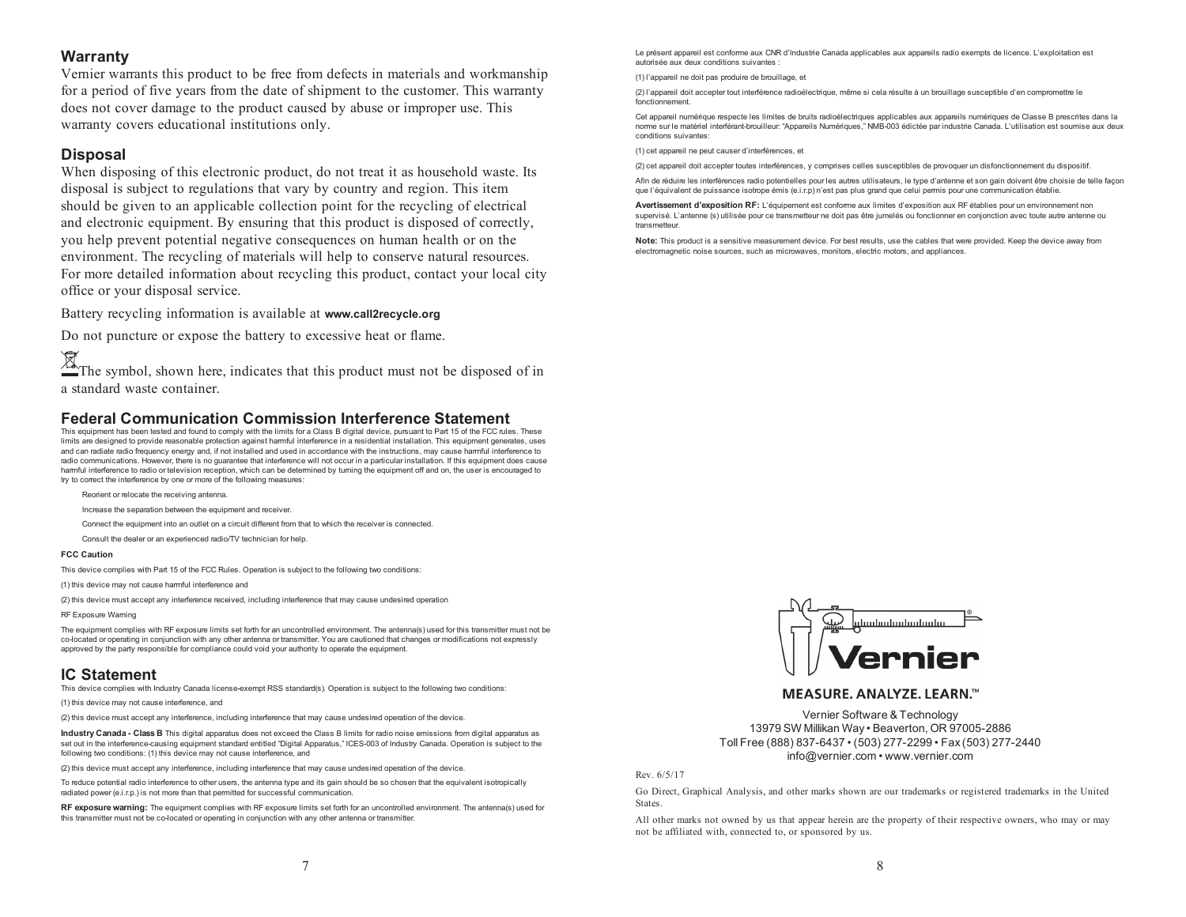## Warranty

Vernier warrants this product to be free from defects in materials and workmanship for a period of five years from the date of shipment to the customer. This warranty does not cover damage to the product caused by abuse or improper use. This warranty covers educational institutions only.

## Disposal

When disposing of this electronic product, do not treat it as household waste. Its disposal is subject to regulations that vary by country and region. This item should be given to an applicable collection point for the recycling of electrical and electronic equipment. By ensuring that this product is disposed of correctly, you help prevent potential negative consequences on human health or on the environment. The recycling of materials will help to conserve natural resources. For more detailed information about recycling this product, contact your local city office or your disposal service.

Battery recycling information is available at **www.call2recycle.org**

Do not puncture or expose the battery to excessive heat or flame.

The symbol, shown here, indicates that this product must not be disposed of in a standard waste container.

## Federal Communication Commission Interference Statement

This equipment has been tested and found to comply with the limits for a Class B digital device, pursuant to Part 15 of the FCC rules. These limits are designed to provide reasonable protection against harmful interference in a residential installation. This equipment generates, uses and can radiate radio frequency energy and, if not installed and used in accordance with the instructions, may cause harmful interference to radio communications. However, there is no guarantee that interference will not occur in a particular installation. If this equipment does cause harmful interference to radio or television reception, which can be determined by turning the equipment off and on, the user is encouraged to try to correct the interference by one or more of the following measures:

Reorient or relocate the receiving antenna.

Increase the separation between the equipment and receiver.

Connect the equipment into an outlet on a circuit different from that to which the receiver is connected.

Consult the dealer or an experienced radio/TV technician for help.

**FCC Caution**

This device complies with Part 15 of the FCC Rules. Operation is subject to the following two conditions:

(1) this device may not cause harmful interference and

(2) this device must accept any interference received, including interference that may cause undesired operation

RF Exposure Warning

The equipment complies with RF exposure limits set forth for an uncontrolled environment. The antenna(s) used for this transmitter must not be co-located or operating in conjunction with any other antenna or transmitter. You are cautioned that changes or modifications not expressly approved by the party responsible for compliance could void your authority to operate the equipment.

## IC Statement

This device complies with Industry Canada license-exempt RSS standard(s). Operation is subject to the following two conditions:

(1) this device may not cause interference, and

(2) this device must accept any interference, including interference that may cause undesired operation of the device.

**Industry Canada - Class B** This digital apparatus does not exceed the Class B limits for radio noise emissions from digital apparatus as set out in the interference-causing equipment standard entitled "Digital Apparatus," ICES-003 of Industry Canada. Operation is subject to the following two conditions: (1) this device may not cause interference, and

(2) this device must accept any interference, including interference that may cause undesired operation of the device.

To reduce potential radio interference to other users, the antenna type and its gain should be so chosen that the equivalent isotropically radiated power (e.i.r.p.) is not more than that permitted for successful communication.

**RF exposure warning:** The equipment complies with RF exposure limits set forth for an uncontrolled environment. The antenna(s) used for this transmitter must not be co-located or operating in conjunction with any other antenna or transmitter.

Le présent appareil est conforme aux CNR d'Industrie Canada applicables aux appareils radio exempts de licence. L'exploitation est autorisée aux deux conditions suivantes :

(1) l'appareil ne doit pas produire de brouillage, et

(2) l'appareil doit accepter tout interférence radioélectrique, même si cela résulte à un brouillage susceptible d'en compromettre le fonctionnement.

Cet appareil numérique respecte les limites de bruits radioélectriques applicables aux appareils numériques de Classe B prescrites dans la norme sur le matériel interférant-brouilleur: "Appareils Numériques," NMB-003 édictée par industrie Canada. L'utilisation est soumise aux deux conditions suivantes:

(1) cet appareil ne peut causer d'interférences, et

(2) cet appareil doit accepter toutes interférences, y comprises celles susceptibles de provoquer un disfonctionnement du dispositif.

Afin de réduire les interférences radio potentielles pour les autres utilisateurs, le type d'antenne et son gain doivent être choisie de telle façon que l'équivalent de puissance isotrope émis (e.i.r.p) n'est pas plus grand que celui permis pour une communication établie.

**Avertissement d'exposition RF:** L'équipement est conforme aux limites d'exposition aux RF établies pour un environnement non supervisé. L'antenne (s) utilisée pour ce transmetteur ne doit pas être jumelés ou fonctionner en conjonction avec toute autre antenne ou transmetteur.

**Note:** This product is a sensitive measurement device. For best results, use the cables that were provided. Keep the device away from electromagnetic noise sources, such as microwaves, monitors, electric motors, and appliances.

Vernier

MEASURE. ANALYZE. LEARN.™

Vernier Software & Technology
13979 SW Millikan Way • Beaverton, OR 97005-2886
Toll Free (888) 837-6437 • (503) 277-2299 • Fax (503) 277-2440
info@vernier.com • www.vernier.com

Rev. 6/5/17

Go Direct, Graphical Analysis, and other marks shown are our trademarks or registered trademarks in the United States.

All other marks not owned by us that appear herein are the property of their respective owners, who may or may not be affiliated with, connected to, or sponsored by us.